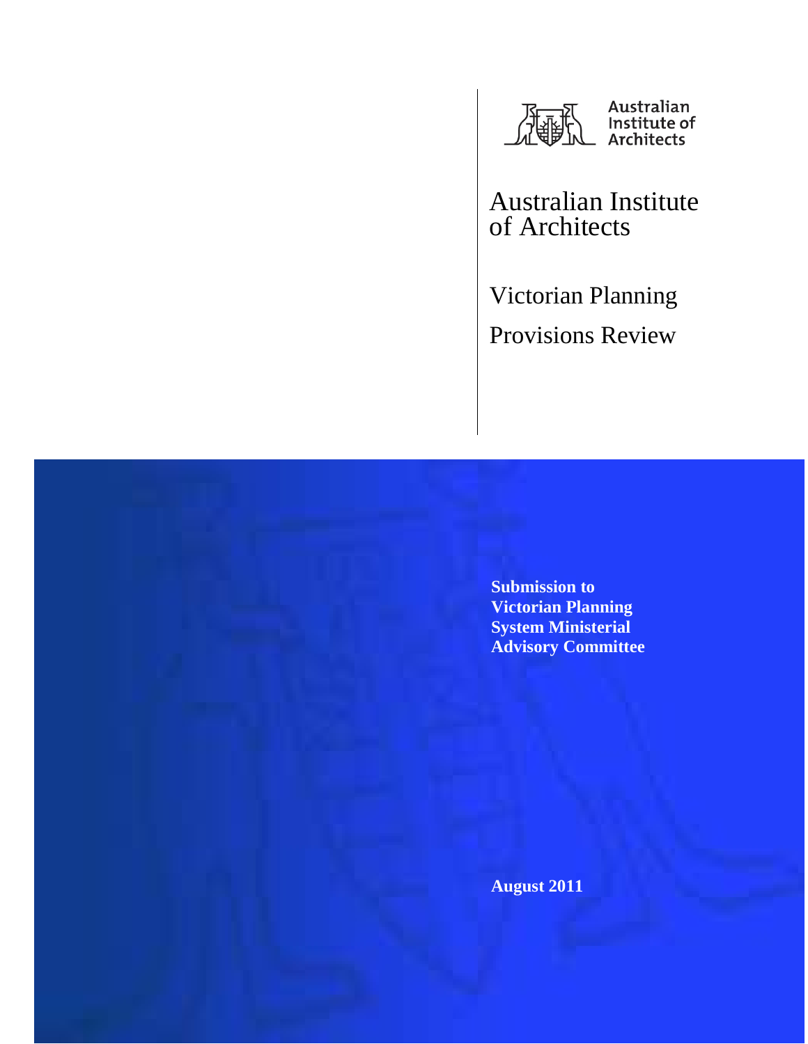Australian Institute of Architects

# Australian Institute of Architects

## Victorian Planning Provisions Review

**Submission to Victorian Planning System Ministerial Advisory Committee**

**August 2011**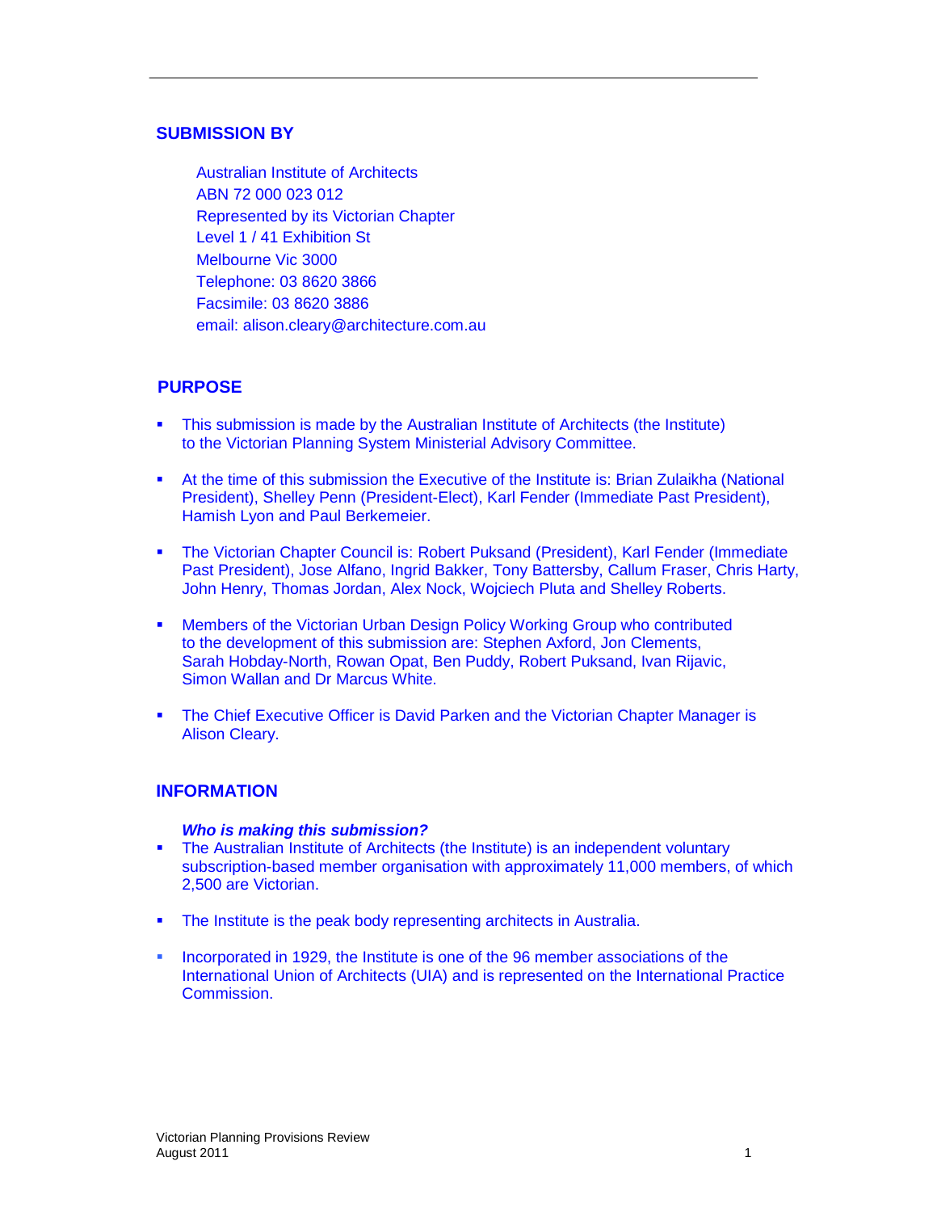## SUBMISSION BY

Australian Institute of Architects
ABN 72 000 023 012
Represented by its Victorian Chapter
Level 1 / 41 Exhibition St
Melbourne Vic 3000
Telephone: 03 8620 3866
Facsimile: 03 8620 3886
email: alison.cleary@architecture.com.au

## PURPOSE

- This submission is made by the Australian Institute of Architects (the Institute) to the Victorian Planning System Ministerial Advisory Committee.
- At the time of this submission the Executive of the Institute is: Brian Zulaikha (National President), Shelley Penn (President-Elect), Karl Fender (Immediate Past President), Hamish Lyon and Paul Berkemeier.
- The Victorian Chapter Council is: Robert Puksand (President), Karl Fender (Immediate Past President), Jose Alfano, Ingrid Bakker, Tony Battersby, Callum Fraser, Chris Harty, John Henry, Thomas Jordan, Alex Nock, Wojciech Pluta and Shelley Roberts.
- Members of the Victorian Urban Design Policy Working Group who contributed to the development of this submission are: Stephen Axford, Jon Clements, Sarah Hobday-North, Rowan Opat, Ben Puddy, Robert Puksand, Ivan Rijavic, Simon Wallan and Dr Marcus White.
- The Chief Executive Officer is David Parken and the Victorian Chapter Manager is Alison Cleary.

## INFORMATION

***Who is making this submission?***

- The Australian Institute of Architects (the Institute) is an independent voluntary subscription-based member organisation with approximately 11,000 members, of which 2,500 are Victorian.
- The Institute is the peak body representing architects in Australia.
- Incorporated in 1929, the Institute is one of the 96 member associations of the International Union of Architects (UIA) and is represented on the International Practice Commission.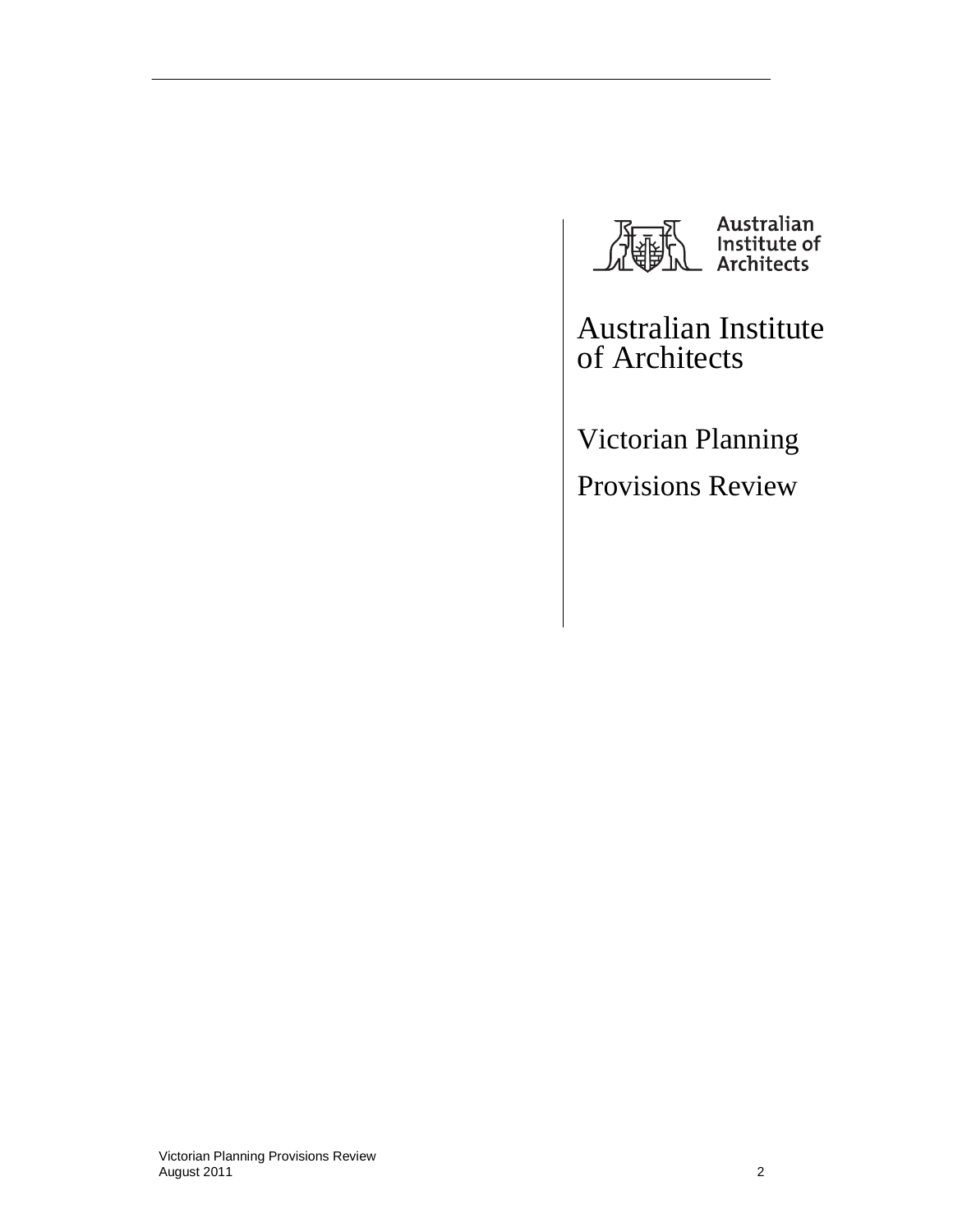Australian Institute of Architects

# Australian Institute of Architects

## Victorian Planning Provisions Review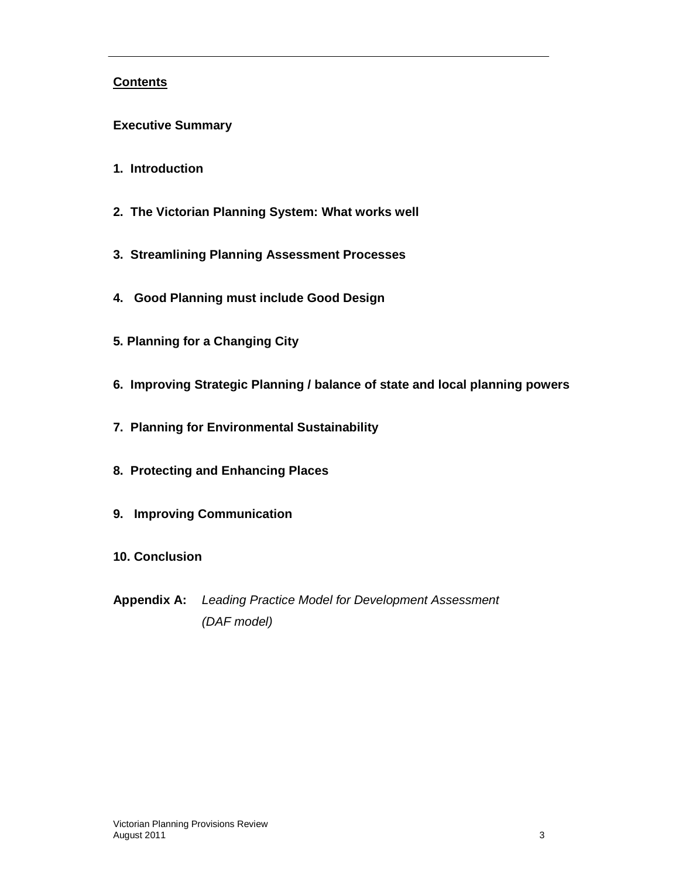## Contents

**Executive Summary**

**1. Introduction**

**2. The Victorian Planning System: What works well**

**3. Streamlining Planning Assessment Processes**

**4. Good Planning must include Good Design**

**5. Planning for a Changing City**

**6. Improving Strategic Planning / balance of state and local planning powers**

**7. Planning for Environmental Sustainability**

**8. Protecting and Enhancing Places**

**9. Improving Communication**

**10. Conclusion**

**Appendix A:** *Leading Practice Model for Development Assessment (DAF model)*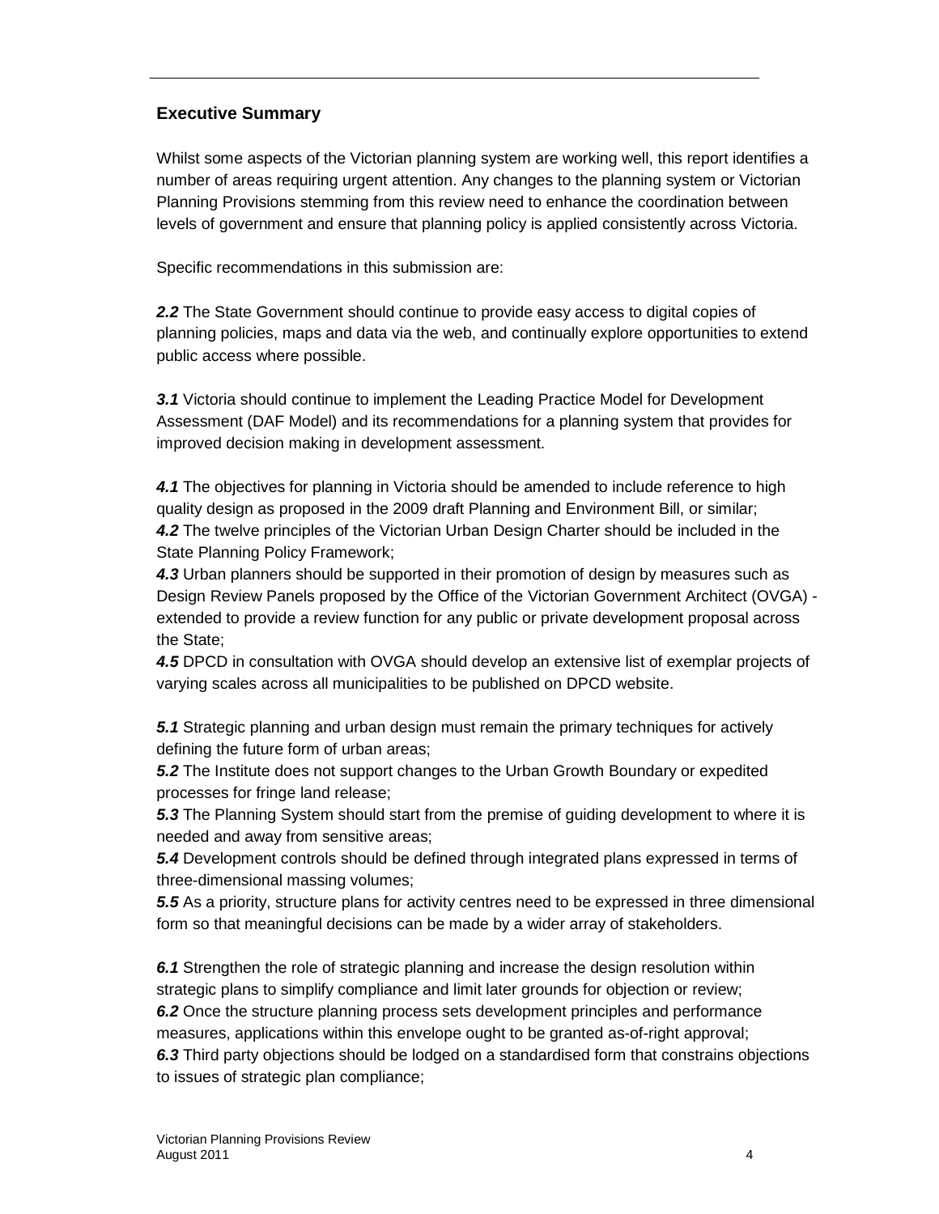## Executive Summary

Whilst some aspects of the Victorian planning system are working well, this report identifies a number of areas requiring urgent attention. Any changes to the planning system or Victorian Planning Provisions stemming from this review need to enhance the coordination between levels of government and ensure that planning policy is applied consistently across Victoria.

Specific recommendations in this submission are:

***2.2*** The State Government should continue to provide easy access to digital copies of planning policies, maps and data via the web, and continually explore opportunities to extend public access where possible.

***3.1*** Victoria should continue to implement the Leading Practice Model for Development Assessment (DAF Model) and its recommendations for a planning system that provides for improved decision making in development assessment.

***4.1*** The objectives for planning in Victoria should be amended to include reference to high quality design as proposed in the 2009 draft Planning and Environment Bill, or similar;
***4.2*** The twelve principles of the Victorian Urban Design Charter should be included in the State Planning Policy Framework;
***4.3*** Urban planners should be supported in their promotion of design by measures such as Design Review Panels proposed by the Office of the Victorian Government Architect (OVGA) - extended to provide a review function for any public or private development proposal across the State;
***4.5*** DPCD in consultation with OVGA should develop an extensive list of exemplar projects of varying scales across all municipalities to be published on DPCD website.

***5.1*** Strategic planning and urban design must remain the primary techniques for actively defining the future form of urban areas;
***5.2*** The Institute does not support changes to the Urban Growth Boundary or expedited processes for fringe land release;
***5.3*** The Planning System should start from the premise of guiding development to where it is needed and away from sensitive areas;
***5.4*** Development controls should be defined through integrated plans expressed in terms of three-dimensional massing volumes;
***5.5*** As a priority, structure plans for activity centres need to be expressed in three dimensional form so that meaningful decisions can be made by a wider array of stakeholders.

***6.1*** Strengthen the role of strategic planning and increase the design resolution within strategic plans to simplify compliance and limit later grounds for objection or review;
***6.2*** Once the structure planning process sets development principles and performance measures, applications within this envelope ought to be granted as-of-right approval;
***6.3*** Third party objections should be lodged on a standardised form that constrains objections to issues of strategic plan compliance;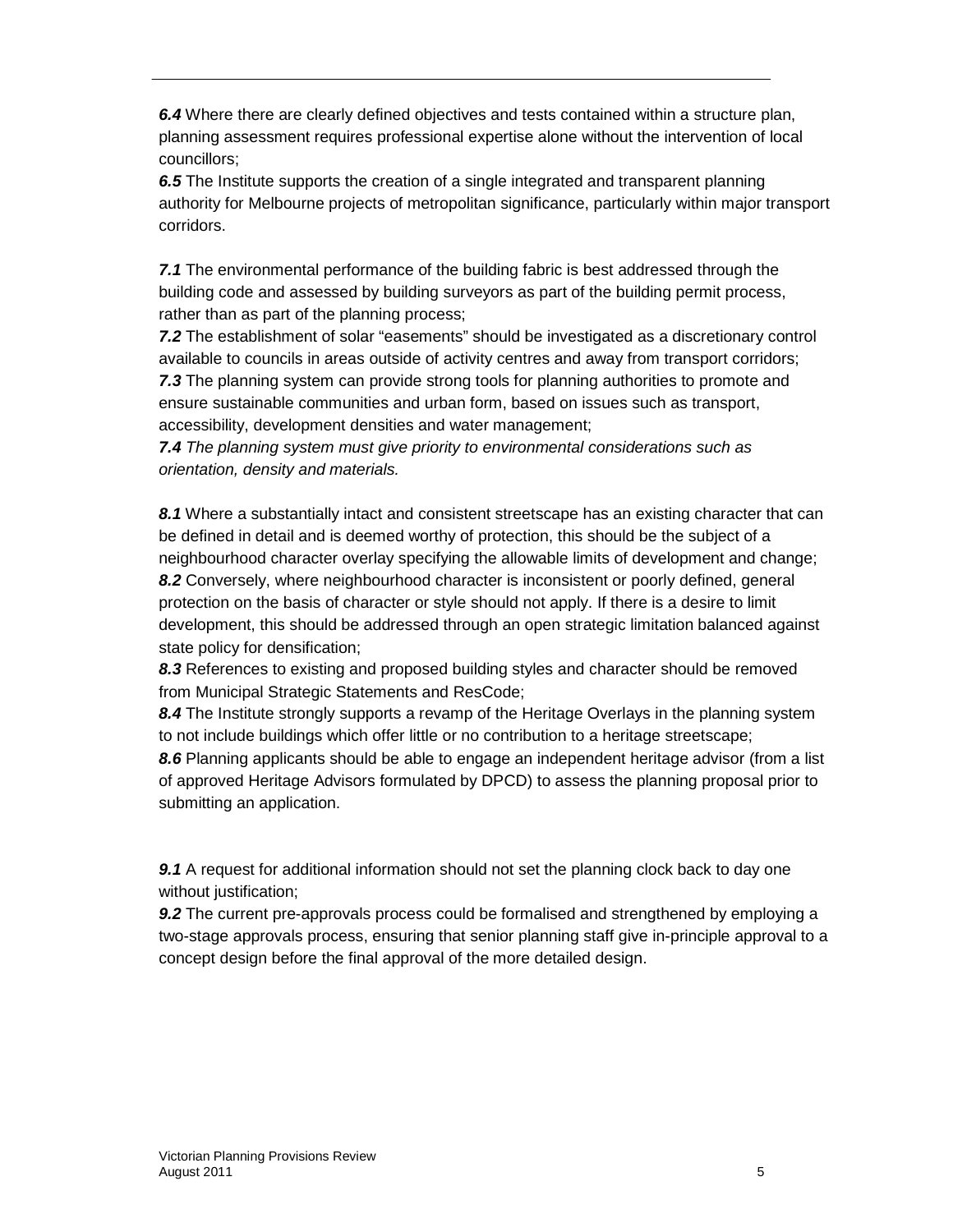***6.4*** Where there are clearly defined objectives and tests contained within a structure plan, planning assessment requires professional expertise alone without the intervention of local councillors;
***6.5*** The Institute supports the creation of a single integrated and transparent planning authority for Melbourne projects of metropolitan significance, particularly within major transport corridors.

***7.1*** The environmental performance of the building fabric is best addressed through the building code and assessed by building surveyors as part of the building permit process, rather than as part of the planning process;
***7.2*** The establishment of solar "easements" should be investigated as a discretionary control available to councils in areas outside of activity centres and away from transport corridors;
***7.3*** The planning system can provide strong tools for planning authorities to promote and ensure sustainable communities and urban form, based on issues such as transport, accessibility, development densities and water management;
***7.4*** *The planning system must give priority to environmental considerations such as orientation, density and materials.*

***8.1*** Where a substantially intact and consistent streetscape has an existing character that can be defined in detail and is deemed worthy of protection, this should be the subject of a neighbourhood character overlay specifying the allowable limits of development and change;
***8.2*** Conversely, where neighbourhood character is inconsistent or poorly defined, general protection on the basis of character or style should not apply. If there is a desire to limit development, this should be addressed through an open strategic limitation balanced against state policy for densification;
***8.3*** References to existing and proposed building styles and character should be removed from Municipal Strategic Statements and ResCode;
***8.4*** The Institute strongly supports a revamp of the Heritage Overlays in the planning system to not include buildings which offer little or no contribution to a heritage streetscape;
***8.6*** Planning applicants should be able to engage an independent heritage advisor (from a list of approved Heritage Advisors formulated by DPCD) to assess the planning proposal prior to submitting an application.

***9.1*** A request for additional information should not set the planning clock back to day one without justification;
***9.2*** The current pre-approvals process could be formalised and strengthened by employing a two-stage approvals process, ensuring that senior planning staff give in-principle approval to a concept design before the final approval of the more detailed design.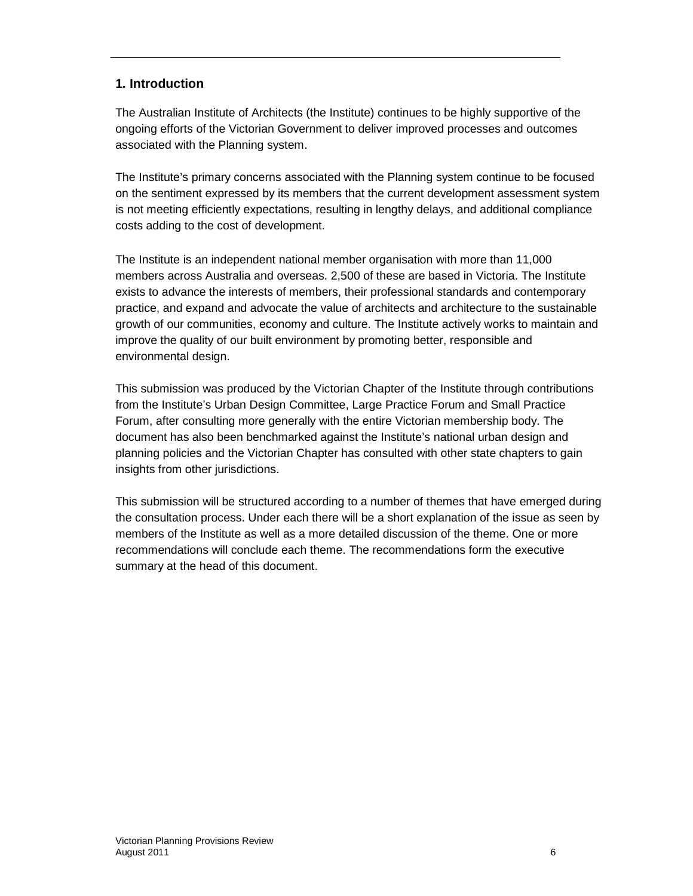## 1. Introduction

The Australian Institute of Architects (the Institute) continues to be highly supportive of the ongoing efforts of the Victorian Government to deliver improved processes and outcomes associated with the Planning system.

The Institute's primary concerns associated with the Planning system continue to be focused on the sentiment expressed by its members that the current development assessment system is not meeting efficiently expectations, resulting in lengthy delays, and additional compliance costs adding to the cost of development.

The Institute is an independent national member organisation with more than 11,000 members across Australia and overseas. 2,500 of these are based in Victoria. The Institute exists to advance the interests of members, their professional standards and contemporary practice, and expand and advocate the value of architects and architecture to the sustainable growth of our communities, economy and culture. The Institute actively works to maintain and improve the quality of our built environment by promoting better, responsible and environmental design.

This submission was produced by the Victorian Chapter of the Institute through contributions from the Institute's Urban Design Committee, Large Practice Forum and Small Practice Forum, after consulting more generally with the entire Victorian membership body. The document has also been benchmarked against the Institute's national urban design and planning policies and the Victorian Chapter has consulted with other state chapters to gain insights from other jurisdictions.

This submission will be structured according to a number of themes that have emerged during the consultation process. Under each there will be a short explanation of the issue as seen by members of the Institute as well as a more detailed discussion of the theme. One or more recommendations will conclude each theme. The recommendations form the executive summary at the head of this document.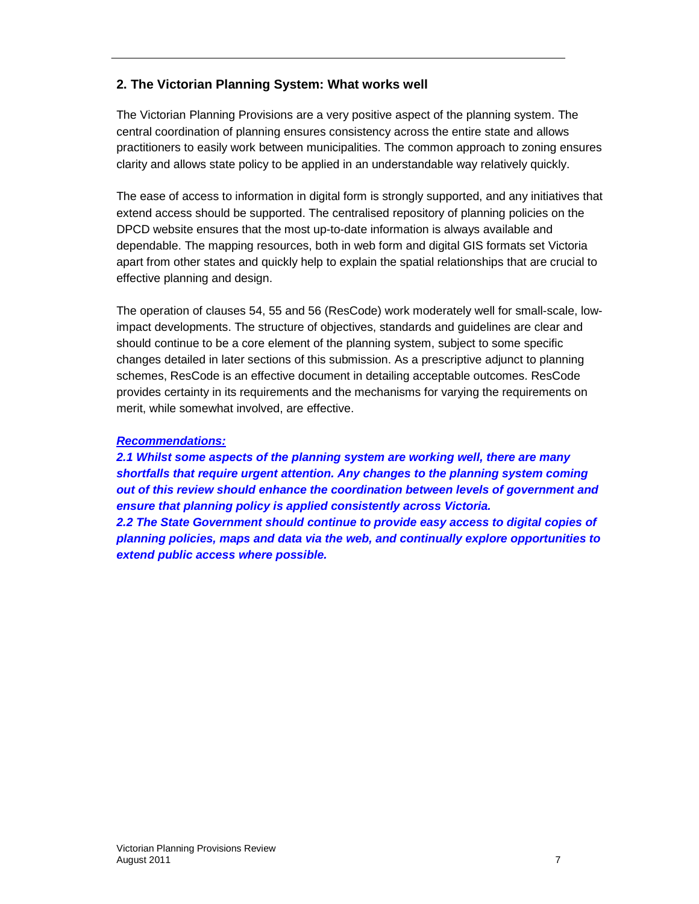## 2. The Victorian Planning System: What works well

The Victorian Planning Provisions are a very positive aspect of the planning system. The central coordination of planning ensures consistency across the entire state and allows practitioners to easily work between municipalities. The common approach to zoning ensures clarity and allows state policy to be applied in an understandable way relatively quickly.

The ease of access to information in digital form is strongly supported, and any initiatives that extend access should be supported. The centralised repository of planning policies on the DPCD website ensures that the most up-to-date information is always available and dependable. The mapping resources, both in web form and digital GIS formats set Victoria apart from other states and quickly help to explain the spatial relationships that are crucial to effective planning and design.

The operation of clauses 54, 55 and 56 (ResCode) work moderately well for small-scale, low-impact developments. The structure of objectives, standards and guidelines are clear and should continue to be a core element of the planning system, subject to some specific changes detailed in later sections of this submission. As a prescriptive adjunct to planning schemes, ResCode is an effective document in detailing acceptable outcomes. ResCode provides certainty in its requirements and the mechanisms for varying the requirements on merit, while somewhat involved, are effective.

***Recommendations:***

***2.1 Whilst some aspects of the planning system are working well, there are many shortfalls that require urgent attention. Any changes to the planning system coming out of this review should enhance the coordination between levels of government and ensure that planning policy is applied consistently across Victoria.***

***2.2 The State Government should continue to provide easy access to digital copies of planning policies, maps and data via the web, and continually explore opportunities to extend public access where possible.***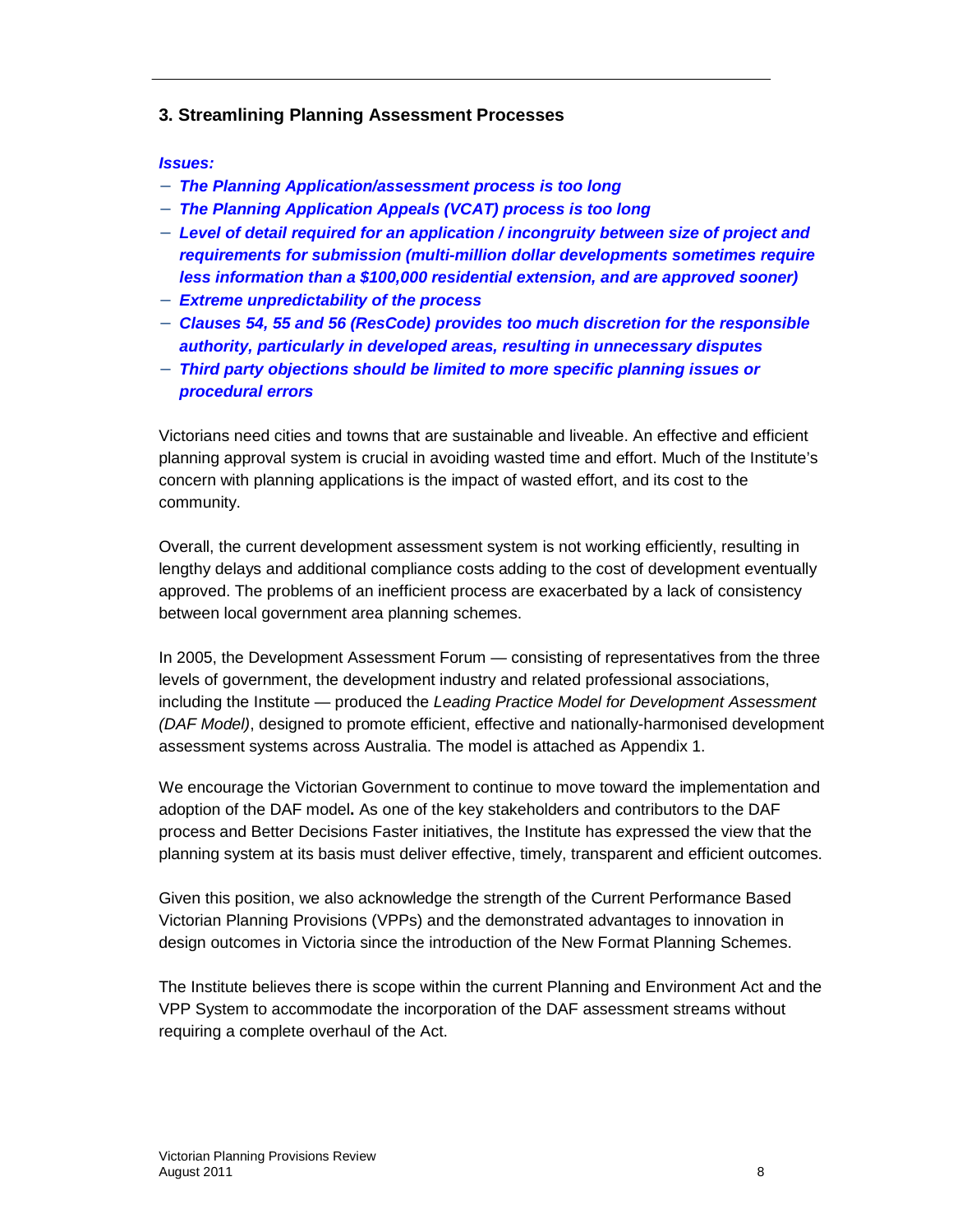### 3. Streamlining Planning Assessment Processes

***Issues:***

- ***The Planning Application/assessment process is too long***
- ***The Planning Application Appeals (VCAT) process is too long***
- ***Level of detail required for an application / incongruity between size of project and requirements for submission (multi-million dollar developments sometimes require less information than a $100,000 residential extension, and are approved sooner)***
- ***Extreme unpredictability of the process***
- ***Clauses 54, 55 and 56 (ResCode) provides too much discretion for the responsible authority, particularly in developed areas, resulting in unnecessary disputes***
- ***Third party objections should be limited to more specific planning issues or procedural errors***

Victorians need cities and towns that are sustainable and liveable. An effective and efficient planning approval system is crucial in avoiding wasted time and effort. Much of the Institute's concern with planning applications is the impact of wasted effort, and its cost to the community.

Overall, the current development assessment system is not working efficiently, resulting in lengthy delays and additional compliance costs adding to the cost of development eventually approved. The problems of an inefficient process are exacerbated by a lack of consistency between local government area planning schemes.

In 2005, the Development Assessment Forum — consisting of representatives from the three levels of government, the development industry and related professional associations, including the Institute — produced the *Leading Practice Model for Development Assessment (DAF Model)*, designed to promote efficient, effective and nationally-harmonised development assessment systems across Australia. The model is attached as Appendix 1.

We encourage the Victorian Government to continue to move toward the implementation and adoption of the DAF model**.** As one of the key stakeholders and contributors to the DAF process and Better Decisions Faster initiatives, the Institute has expressed the view that the planning system at its basis must deliver effective, timely, transparent and efficient outcomes.

Given this position, we also acknowledge the strength of the Current Performance Based Victorian Planning Provisions (VPPs) and the demonstrated advantages to innovation in design outcomes in Victoria since the introduction of the New Format Planning Schemes.

The Institute believes there is scope within the current Planning and Environment Act and the VPP System to accommodate the incorporation of the DAF assessment streams without requiring a complete overhaul of the Act.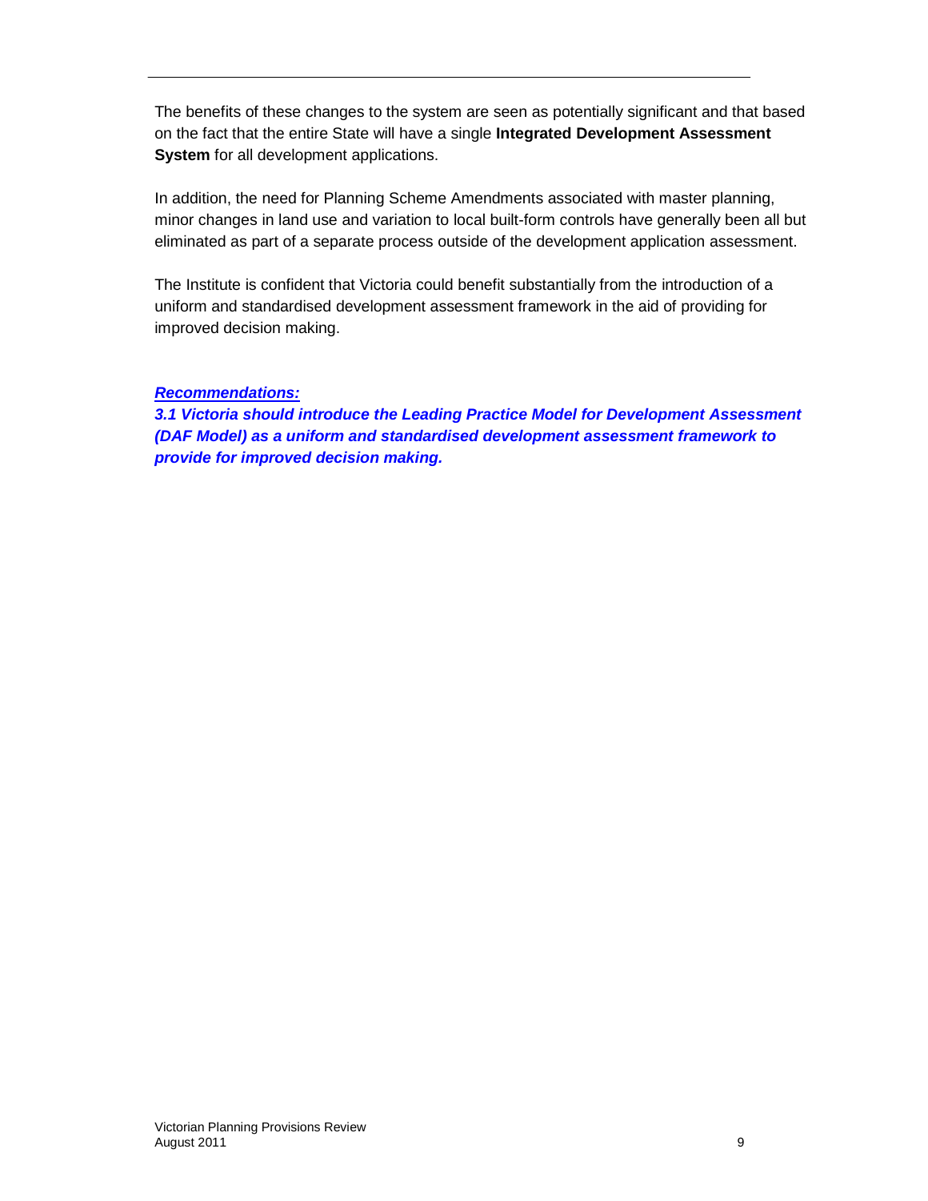The benefits of these changes to the system are seen as potentially significant and that based on the fact that the entire State will have a single **Integrated Development Assessment System** for all development applications.

In addition, the need for Planning Scheme Amendments associated with master planning, minor changes in land use and variation to local built-form controls have generally been all but eliminated as part of a separate process outside of the development application assessment.

The Institute is confident that Victoria could benefit substantially from the introduction of a uniform and standardised development assessment framework in the aid of providing for improved decision making.

***Recommendations:***

***3.1 Victoria should introduce the Leading Practice Model for Development Assessment (DAF Model) as a uniform and standardised development assessment framework to provide for improved decision making.***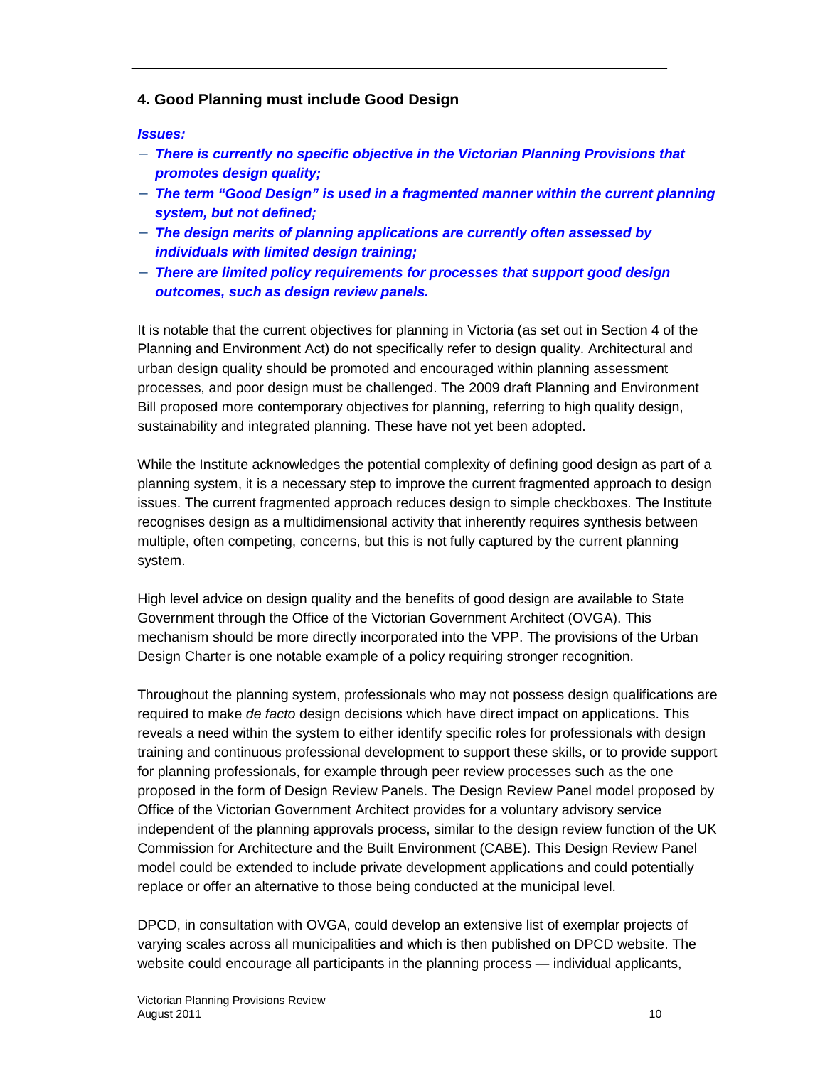## 4. Good Planning must include Good Design

***Issues:***

- ***There is currently no specific objective in the Victorian Planning Provisions that promotes design quality;***
- ***The term "Good Design" is used in a fragmented manner within the current planning system, but not defined;***
- ***The design merits of planning applications are currently often assessed by individuals with limited design training;***
- ***There are limited policy requirements for processes that support good design outcomes, such as design review panels.***

It is notable that the current objectives for planning in Victoria (as set out in Section 4 of the Planning and Environment Act) do not specifically refer to design quality. Architectural and urban design quality should be promoted and encouraged within planning assessment processes, and poor design must be challenged. The 2009 draft Planning and Environment Bill proposed more contemporary objectives for planning, referring to high quality design, sustainability and integrated planning. These have not yet been adopted.

While the Institute acknowledges the potential complexity of defining good design as part of a planning system, it is a necessary step to improve the current fragmented approach to design issues. The current fragmented approach reduces design to simple checkboxes. The Institute recognises design as a multidimensional activity that inherently requires synthesis between multiple, often competing, concerns, but this is not fully captured by the current planning system.

High level advice on design quality and the benefits of good design are available to State Government through the Office of the Victorian Government Architect (OVGA). This mechanism should be more directly incorporated into the VPP. The provisions of the Urban Design Charter is one notable example of a policy requiring stronger recognition.

Throughout the planning system, professionals who may not possess design qualifications are required to make *de facto* design decisions which have direct impact on applications. This reveals a need within the system to either identify specific roles for professionals with design training and continuous professional development to support these skills, or to provide support for planning professionals, for example through peer review processes such as the one proposed in the form of Design Review Panels. The Design Review Panel model proposed by Office of the Victorian Government Architect provides for a voluntary advisory service independent of the planning approvals process, similar to the design review function of the UK Commission for Architecture and the Built Environment (CABE). This Design Review Panel model could be extended to include private development applications and could potentially replace or offer an alternative to those being conducted at the municipal level.

DPCD, in consultation with OVGA, could develop an extensive list of exemplar projects of varying scales across all municipalities and which is then published on DPCD website. The website could encourage all participants in the planning process — individual applicants,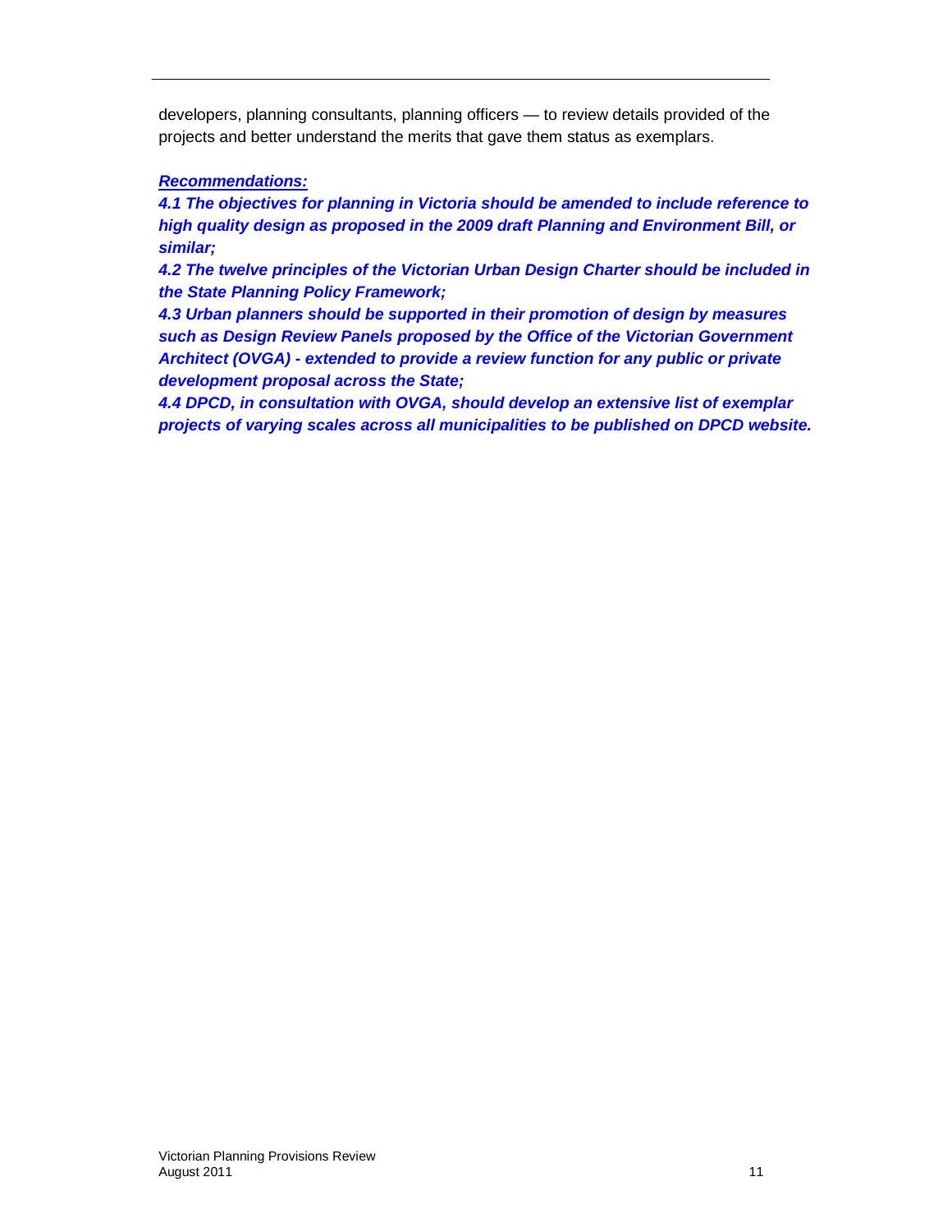developers, planning consultants, planning officers — to review details provided of the projects and better understand the merits that gave them status as exemplars.

***Recommendations:***

***4.1 The objectives for planning in Victoria should be amended to include reference to high quality design as proposed in the 2009 draft Planning and Environment Bill, or similar;***

***4.2 The twelve principles of the Victorian Urban Design Charter should be included in the State Planning Policy Framework;***

***4.3 Urban planners should be supported in their promotion of design by measures such as Design Review Panels proposed by the Office of the Victorian Government Architect (OVGA) - extended to provide a review function for any public or private development proposal across the State;***

***4.4 DPCD, in consultation with OVGA, should develop an extensive list of exemplar projects of varying scales across all municipalities to be published on DPCD website.***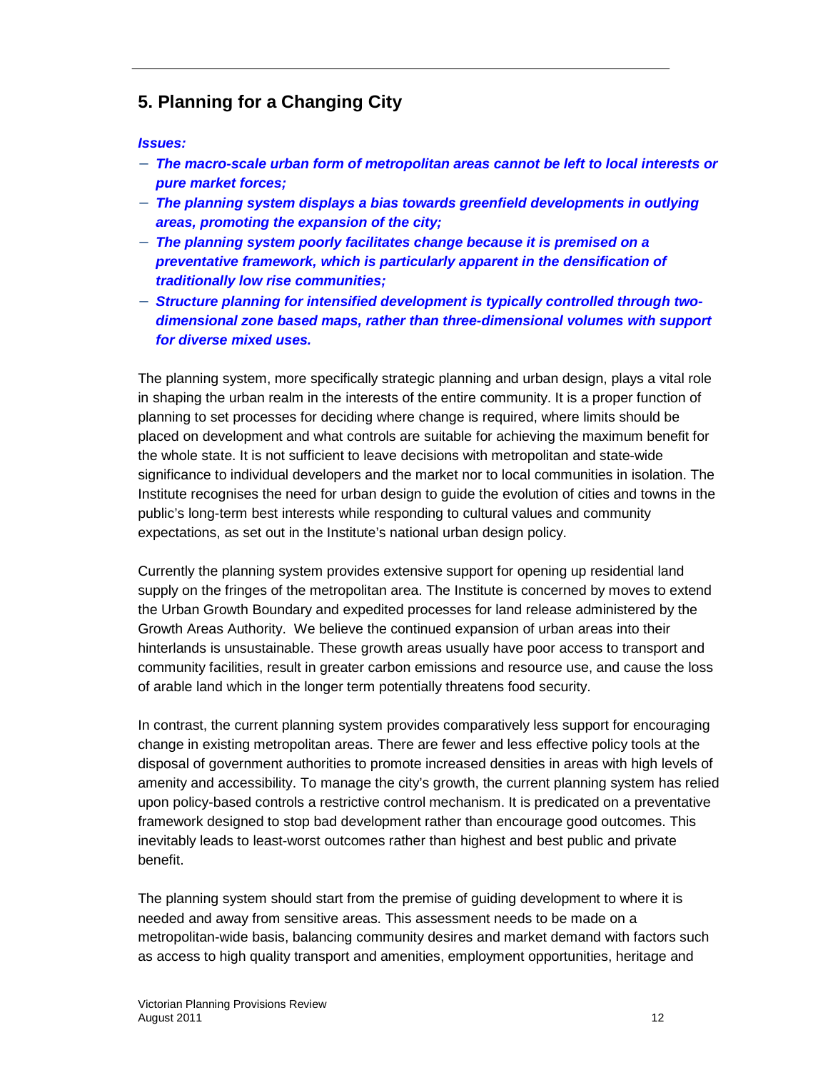## 5. Planning for a Changing City

***Issues:***

- ***The macro-scale urban form of metropolitan areas cannot be left to local interests or pure market forces;***
- ***The planning system displays a bias towards greenfield developments in outlying areas, promoting the expansion of the city;***
- ***The planning system poorly facilitates change because it is premised on a preventative framework, which is particularly apparent in the densification of traditionally low rise communities;***
- ***Structure planning for intensified development is typically controlled through two-dimensional zone based maps, rather than three-dimensional volumes with support for diverse mixed uses.***

The planning system, more specifically strategic planning and urban design, plays a vital role in shaping the urban realm in the interests of the entire community. It is a proper function of planning to set processes for deciding where change is required, where limits should be placed on development and what controls are suitable for achieving the maximum benefit for the whole state. It is not sufficient to leave decisions with metropolitan and state-wide significance to individual developers and the market nor to local communities in isolation. The Institute recognises the need for urban design to guide the evolution of cities and towns in the public's long-term best interests while responding to cultural values and community expectations, as set out in the Institute's national urban design policy.

Currently the planning system provides extensive support for opening up residential land supply on the fringes of the metropolitan area. The Institute is concerned by moves to extend the Urban Growth Boundary and expedited processes for land release administered by the Growth Areas Authority. We believe the continued expansion of urban areas into their hinterlands is unsustainable. These growth areas usually have poor access to transport and community facilities, result in greater carbon emissions and resource use, and cause the loss of arable land which in the longer term potentially threatens food security.

In contrast, the current planning system provides comparatively less support for encouraging change in existing metropolitan areas. There are fewer and less effective policy tools at the disposal of government authorities to promote increased densities in areas with high levels of amenity and accessibility. To manage the city's growth, the current planning system has relied upon policy-based controls a restrictive control mechanism. It is predicated on a preventative framework designed to stop bad development rather than encourage good outcomes. This inevitably leads to least-worst outcomes rather than highest and best public and private benefit.

The planning system should start from the premise of guiding development to where it is needed and away from sensitive areas. This assessment needs to be made on a metropolitan-wide basis, balancing community desires and market demand with factors such as access to high quality transport and amenities, employment opportunities, heritage and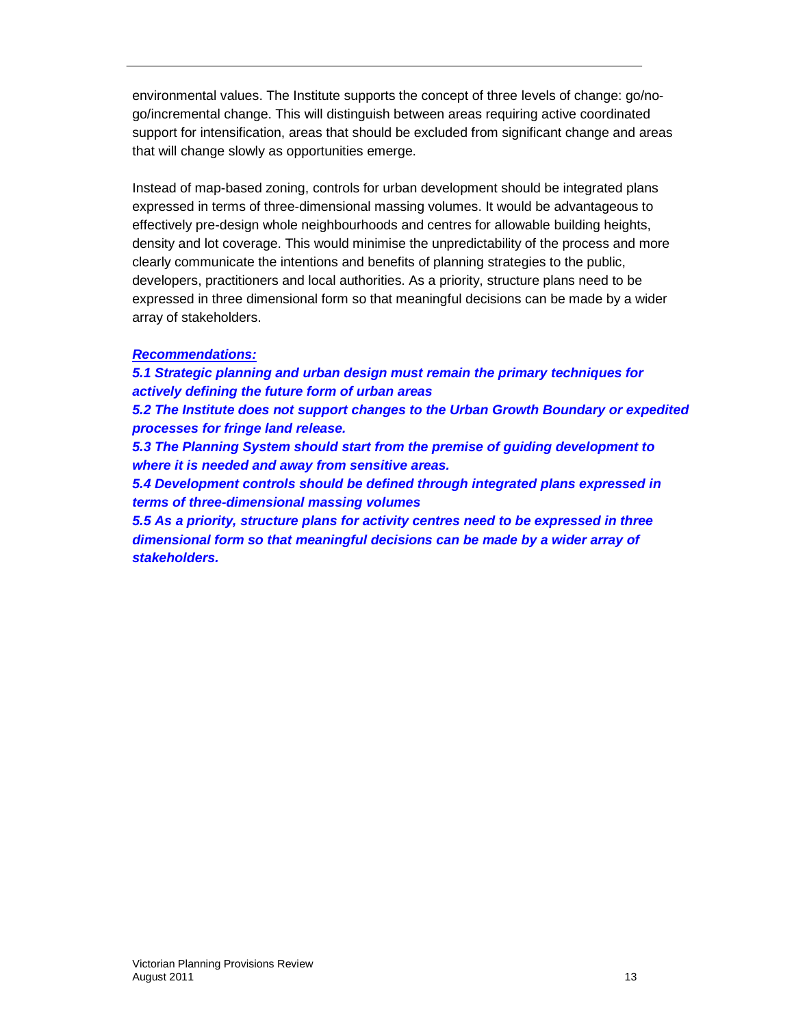environmental values. The Institute supports the concept of three levels of change: go/no-go/incremental change. This will distinguish between areas requiring active coordinated support for intensification, areas that should be excluded from significant change and areas that will change slowly as opportunities emerge.

Instead of map-based zoning, controls for urban development should be integrated plans expressed in terms of three-dimensional massing volumes. It would be advantageous to effectively pre-design whole neighbourhoods and centres for allowable building heights, density and lot coverage. This would minimise the unpredictability of the process and more clearly communicate the intentions and benefits of planning strategies to the public, developers, practitioners and local authorities. As a priority, structure plans need to be expressed in three dimensional form so that meaningful decisions can be made by a wider array of stakeholders.

***Recommendations:***

***5.1 Strategic planning and urban design must remain the primary techniques for actively defining the future form of urban areas***

***5.2 The Institute does not support changes to the Urban Growth Boundary or expedited processes for fringe land release.***

***5.3 The Planning System should start from the premise of guiding development to where it is needed and away from sensitive areas.***

***5.4 Development controls should be defined through integrated plans expressed in terms of three-dimensional massing volumes***

***5.5 As a priority, structure plans for activity centres need to be expressed in three dimensional form so that meaningful decisions can be made by a wider array of stakeholders.***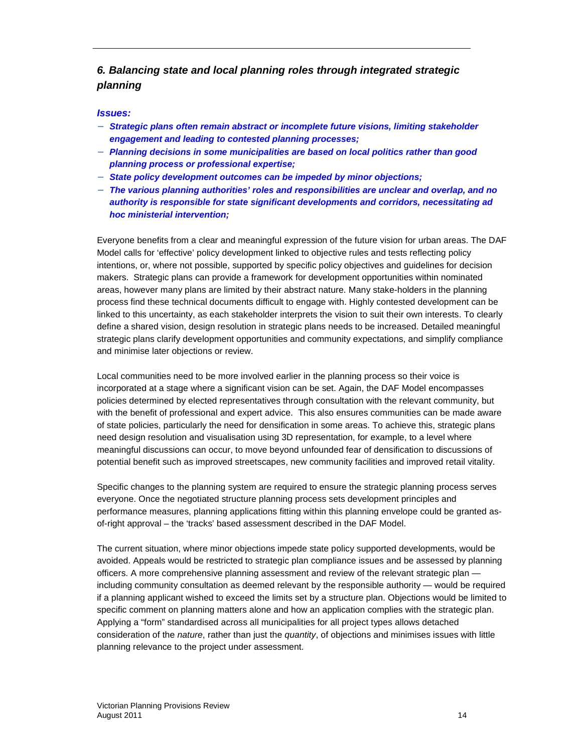## *6. Balancing state and local planning roles through integrated strategic planning*

***Issues:***

- ***Strategic plans often remain abstract or incomplete future visions, limiting stakeholder engagement and leading to contested planning processes;***
- ***Planning decisions in some municipalities are based on local politics rather than good planning process or professional expertise;***
- ***State policy development outcomes can be impeded by minor objections;***
- ***The various planning authorities' roles and responsibilities are unclear and overlap, and no authority is responsible for state significant developments and corridors, necessitating ad hoc ministerial intervention;***

Everyone benefits from a clear and meaningful expression of the future vision for urban areas. The DAF Model calls for 'effective' policy development linked to objective rules and tests reflecting policy intentions, or, where not possible, supported by specific policy objectives and guidelines for decision makers. Strategic plans can provide a framework for development opportunities within nominated areas, however many plans are limited by their abstract nature. Many stake-holders in the planning process find these technical documents difficult to engage with. Highly contested development can be linked to this uncertainty, as each stakeholder interprets the vision to suit their own interests. To clearly define a shared vision, design resolution in strategic plans needs to be increased. Detailed meaningful strategic plans clarify development opportunities and community expectations, and simplify compliance and minimise later objections or review.

Local communities need to be more involved earlier in the planning process so their voice is incorporated at a stage where a significant vision can be set. Again, the DAF Model encompasses policies determined by elected representatives through consultation with the relevant community, but with the benefit of professional and expert advice. This also ensures communities can be made aware of state policies, particularly the need for densification in some areas. To achieve this, strategic plans need design resolution and visualisation using 3D representation, for example, to a level where meaningful discussions can occur, to move beyond unfounded fear of densification to discussions of potential benefit such as improved streetscapes, new community facilities and improved retail vitality.

Specific changes to the planning system are required to ensure the strategic planning process serves everyone. Once the negotiated structure planning process sets development principles and performance measures, planning applications fitting within this planning envelope could be granted as-of-right approval – the 'tracks' based assessment described in the DAF Model.

The current situation, where minor objections impede state policy supported developments, would be avoided. Appeals would be restricted to strategic plan compliance issues and be assessed by planning officers. A more comprehensive planning assessment and review of the relevant strategic plan — including community consultation as deemed relevant by the responsible authority — would be required if a planning applicant wished to exceed the limits set by a structure plan. Objections would be limited to specific comment on planning matters alone and how an application complies with the strategic plan. Applying a "form" standardised across all municipalities for all project types allows detached consideration of the *nature*, rather than just the *quantity*, of objections and minimises issues with little planning relevance to the project under assessment.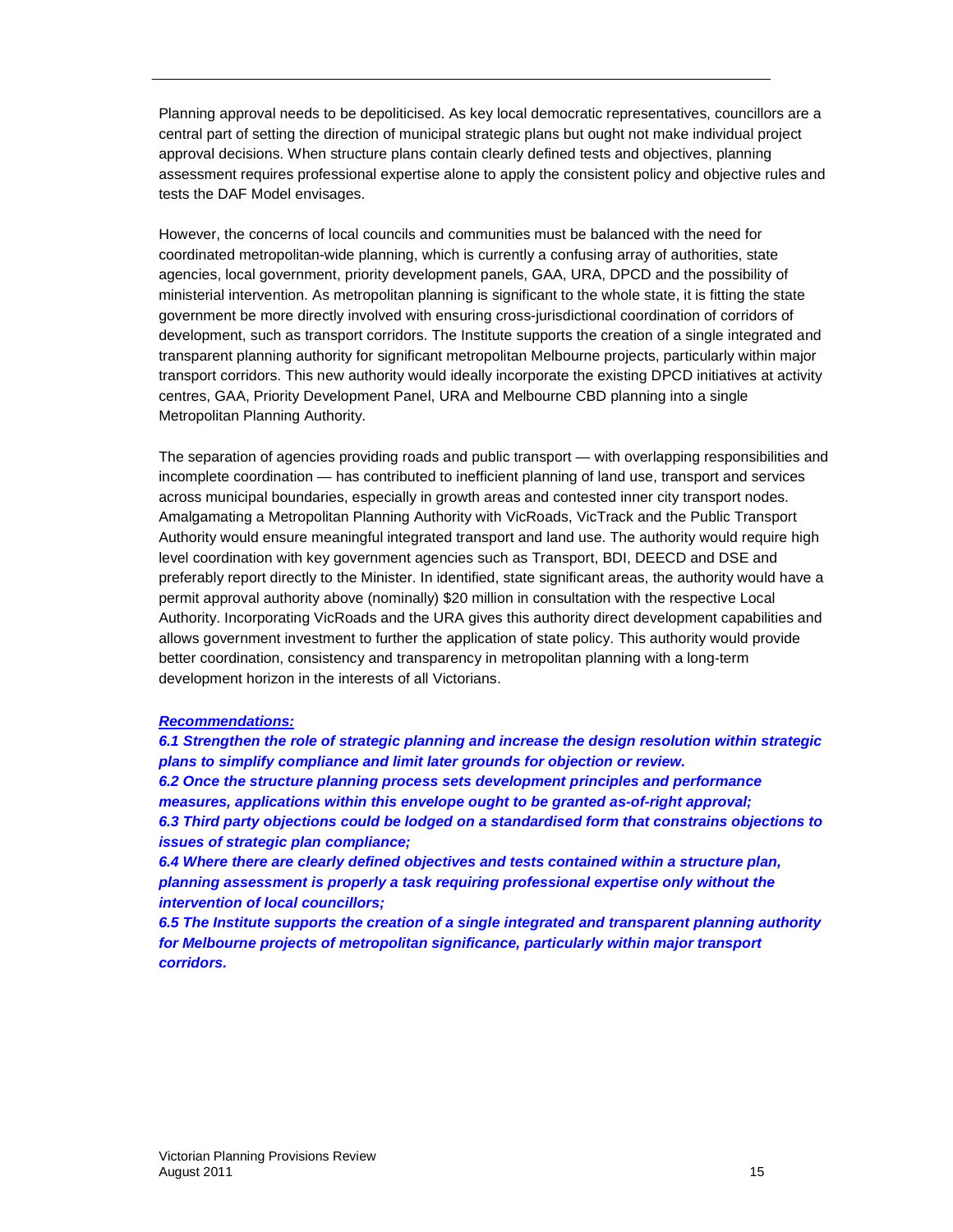Planning approval needs to be depoliticised. As key local democratic representatives, councillors are a central part of setting the direction of municipal strategic plans but ought not make individual project approval decisions. When structure plans contain clearly defined tests and objectives, planning assessment requires professional expertise alone to apply the consistent policy and objective rules and tests the DAF Model envisages.

However, the concerns of local councils and communities must be balanced with the need for coordinated metropolitan-wide planning, which is currently a confusing array of authorities, state agencies, local government, priority development panels, GAA, URA, DPCD and the possibility of ministerial intervention. As metropolitan planning is significant to the whole state, it is fitting the state government be more directly involved with ensuring cross-jurisdictional coordination of corridors of development, such as transport corridors. The Institute supports the creation of a single integrated and transparent planning authority for significant metropolitan Melbourne projects, particularly within major transport corridors. This new authority would ideally incorporate the existing DPCD initiatives at activity centres, GAA, Priority Development Panel, URA and Melbourne CBD planning into a single Metropolitan Planning Authority.

The separation of agencies providing roads and public transport — with overlapping responsibilities and incomplete coordination — has contributed to inefficient planning of land use, transport and services across municipal boundaries, especially in growth areas and contested inner city transport nodes. Amalgamating a Metropolitan Planning Authority with VicRoads, VicTrack and the Public Transport Authority would ensure meaningful integrated transport and land use. The authority would require high level coordination with key government agencies such as Transport, BDI, DEECD and DSE and preferably report directly to the Minister. In identified, state significant areas, the authority would have a permit approval authority above (nominally) $20 million in consultation with the respective Local Authority. Incorporating VicRoads and the URA gives this authority direct development capabilities and allows government investment to further the application of state policy. This authority would provide better coordination, consistency and transparency in metropolitan planning with a long-term development horizon in the interests of all Victorians.

***Recommendations:***

***6.1 Strengthen the role of strategic planning and increase the design resolution within strategic plans to simplify compliance and limit later grounds for objection or review.***

***6.2 Once the structure planning process sets development principles and performance measures, applications within this envelope ought to be granted as-of-right approval;***

***6.3 Third party objections could be lodged on a standardised form that constrains objections to issues of strategic plan compliance;***

***6.4 Where there are clearly defined objectives and tests contained within a structure plan, planning assessment is properly a task requiring professional expertise only without the intervention of local councillors;***

***6.5 The Institute supports the creation of a single integrated and transparent planning authority for Melbourne projects of metropolitan significance, particularly within major transport corridors.***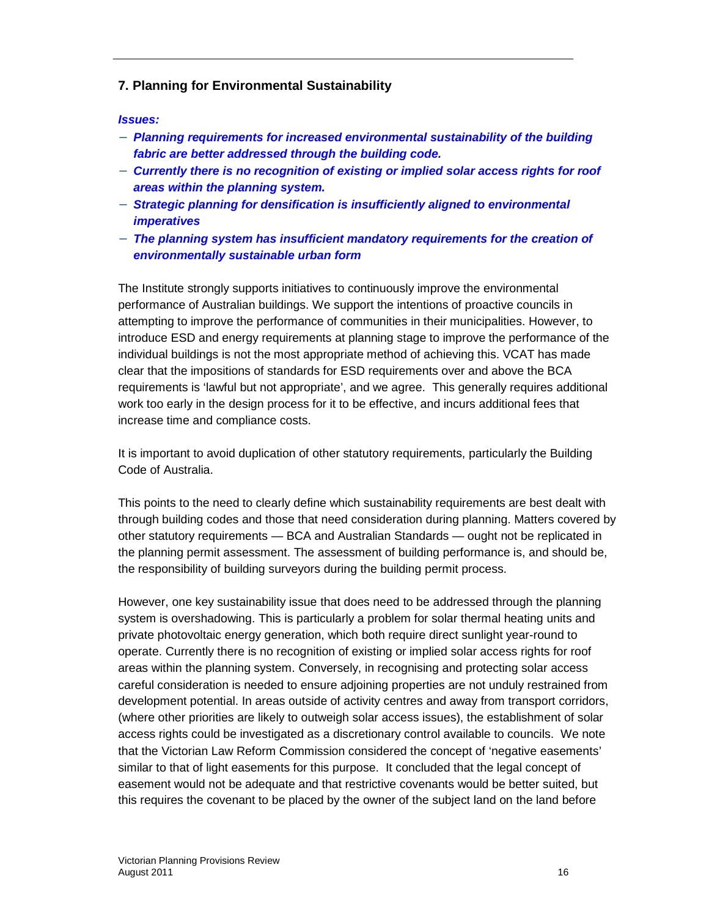## 7. Planning for Environmental Sustainability

***Issues:***

- ***Planning requirements for increased environmental sustainability of the building fabric are better addressed through the building code.***
- ***Currently there is no recognition of existing or implied solar access rights for roof areas within the planning system.***
- ***Strategic planning for densification is insufficiently aligned to environmental imperatives***
- ***The planning system has insufficient mandatory requirements for the creation of environmentally sustainable urban form***

The Institute strongly supports initiatives to continuously improve the environmental performance of Australian buildings. We support the intentions of proactive councils in attempting to improve the performance of communities in their municipalities. However, to introduce ESD and energy requirements at planning stage to improve the performance of the individual buildings is not the most appropriate method of achieving this. VCAT has made clear that the impositions of standards for ESD requirements over and above the BCA requirements is 'lawful but not appropriate', and we agree. This generally requires additional work too early in the design process for it to be effective, and incurs additional fees that increase time and compliance costs.

It is important to avoid duplication of other statutory requirements, particularly the Building Code of Australia.

This points to the need to clearly define which sustainability requirements are best dealt with through building codes and those that need consideration during planning. Matters covered by other statutory requirements — BCA and Australian Standards — ought not be replicated in the planning permit assessment. The assessment of building performance is, and should be, the responsibility of building surveyors during the building permit process.

However, one key sustainability issue that does need to be addressed through the planning system is overshadowing. This is particularly a problem for solar thermal heating units and private photovoltaic energy generation, which both require direct sunlight year-round to operate. Currently there is no recognition of existing or implied solar access rights for roof areas within the planning system. Conversely, in recognising and protecting solar access careful consideration is needed to ensure adjoining properties are not unduly restrained from development potential. In areas outside of activity centres and away from transport corridors, (where other priorities are likely to outweigh solar access issues), the establishment of solar access rights could be investigated as a discretionary control available to councils. We note that the Victorian Law Reform Commission considered the concept of 'negative easements' similar to that of light easements for this purpose. It concluded that the legal concept of easement would not be adequate and that restrictive covenants would be better suited, but this requires the covenant to be placed by the owner of the subject land on the land before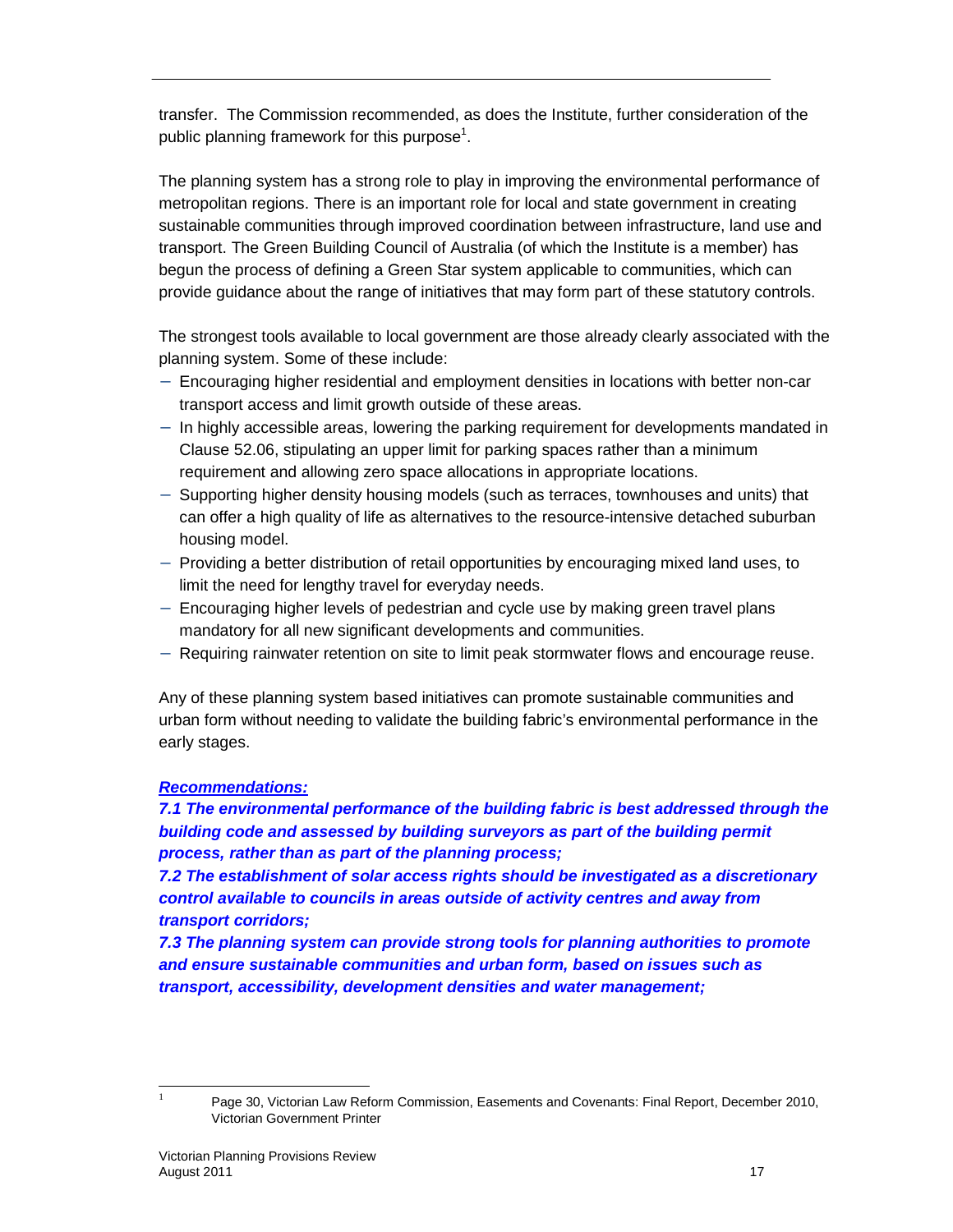transfer. The Commission recommended, as does the Institute, further consideration of the public planning framework for this purpose[1].

The planning system has a strong role to play in improving the environmental performance of metropolitan regions. There is an important role for local and state government in creating sustainable communities through improved coordination between infrastructure, land use and transport. The Green Building Council of Australia (of which the Institute is a member) has begun the process of defining a Green Star system applicable to communities, which can provide guidance about the range of initiatives that may form part of these statutory controls.

The strongest tools available to local government are those already clearly associated with the planning system. Some of these include:

- Encouraging higher residential and employment densities in locations with better non-car transport access and limit growth outside of these areas.
- In highly accessible areas, lowering the parking requirement for developments mandated in Clause 52.06, stipulating an upper limit for parking spaces rather than a minimum requirement and allowing zero space allocations in appropriate locations.
- Supporting higher density housing models (such as terraces, townhouses and units) that can offer a high quality of life as alternatives to the resource-intensive detached suburban housing model.
- Providing a better distribution of retail opportunities by encouraging mixed land uses, to limit the need for lengthy travel for everyday needs.
- Encouraging higher levels of pedestrian and cycle use by making green travel plans mandatory for all new significant developments and communities.
- Requiring rainwater retention on site to limit peak stormwater flows and encourage reuse.

Any of these planning system based initiatives can promote sustainable communities and urban form without needing to validate the building fabric's environmental performance in the early stages.

***Recommendations:***

***7.1 The environmental performance of the building fabric is best addressed through the building code and assessed by building surveyors as part of the building permit process, rather than as part of the planning process;***

***7.2 The establishment of solar access rights should be investigated as a discretionary control available to councils in areas outside of activity centres and away from transport corridors;***

***7.3 The planning system can provide strong tools for planning authorities to promote and ensure sustainable communities and urban form, based on issues such as transport, accessibility, development densities and water management;***

---

[1] Page 30, Victorian Law Reform Commission, Easements and Covenants: Final Report, December 2010, Victorian Government Printer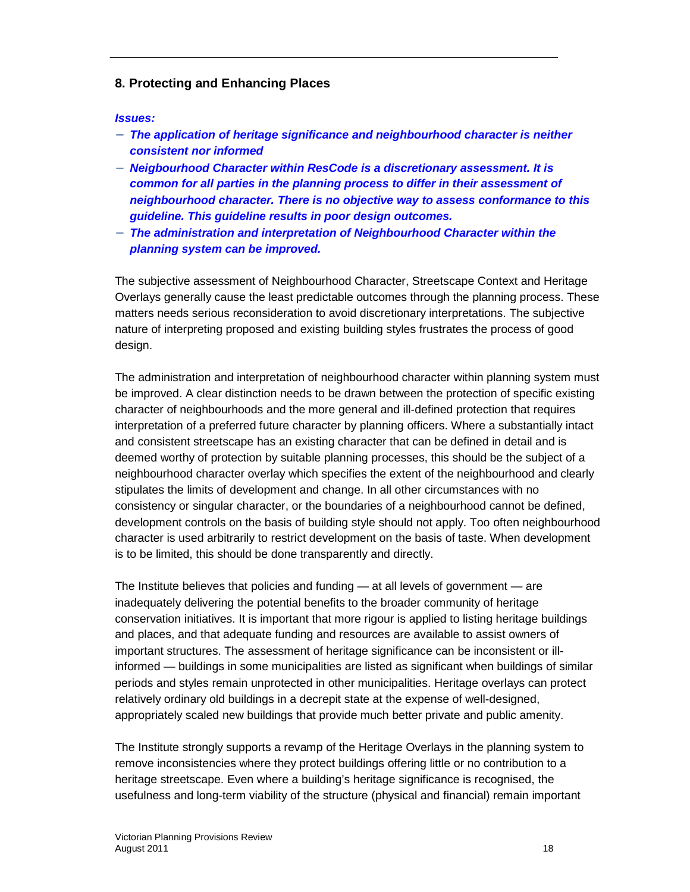## 8. Protecting and Enhancing Places

***Issues:***

- ***The application of heritage significance and neighbourhood character is neither consistent nor informed***
- ***Neigbourhood Character within ResCode is a discretionary assessment. It is common for all parties in the planning process to differ in their assessment of neighbourhood character. There is no objective way to assess conformance to this guideline. This guideline results in poor design outcomes.***
- ***The administration and interpretation of Neighbourhood Character within the planning system can be improved.***

The subjective assessment of Neighbourhood Character, Streetscape Context and Heritage Overlays generally cause the least predictable outcomes through the planning process. These matters needs serious reconsideration to avoid discretionary interpretations. The subjective nature of interpreting proposed and existing building styles frustrates the process of good design.

The administration and interpretation of neighbourhood character within planning system must be improved. A clear distinction needs to be drawn between the protection of specific existing character of neighbourhoods and the more general and ill-defined protection that requires interpretation of a preferred future character by planning officers. Where a substantially intact and consistent streetscape has an existing character that can be defined in detail and is deemed worthy of protection by suitable planning processes, this should be the subject of a neighbourhood character overlay which specifies the extent of the neighbourhood and clearly stipulates the limits of development and change. In all other circumstances with no consistency or singular character, or the boundaries of a neighbourhood cannot be defined, development controls on the basis of building style should not apply. Too often neighbourhood character is used arbitrarily to restrict development on the basis of taste. When development is to be limited, this should be done transparently and directly.

The Institute believes that policies and funding — at all levels of government — are inadequately delivering the potential benefits to the broader community of heritage conservation initiatives. It is important that more rigour is applied to listing heritage buildings and places, and that adequate funding and resources are available to assist owners of important structures. The assessment of heritage significance can be inconsistent or ill-informed — buildings in some municipalities are listed as significant when buildings of similar periods and styles remain unprotected in other municipalities. Heritage overlays can protect relatively ordinary old buildings in a decrepit state at the expense of well-designed, appropriately scaled new buildings that provide much better private and public amenity.

The Institute strongly supports a revamp of the Heritage Overlays in the planning system to remove inconsistencies where they protect buildings offering little or no contribution to a heritage streetscape. Even where a building's heritage significance is recognised, the usefulness and long-term viability of the structure (physical and financial) remain important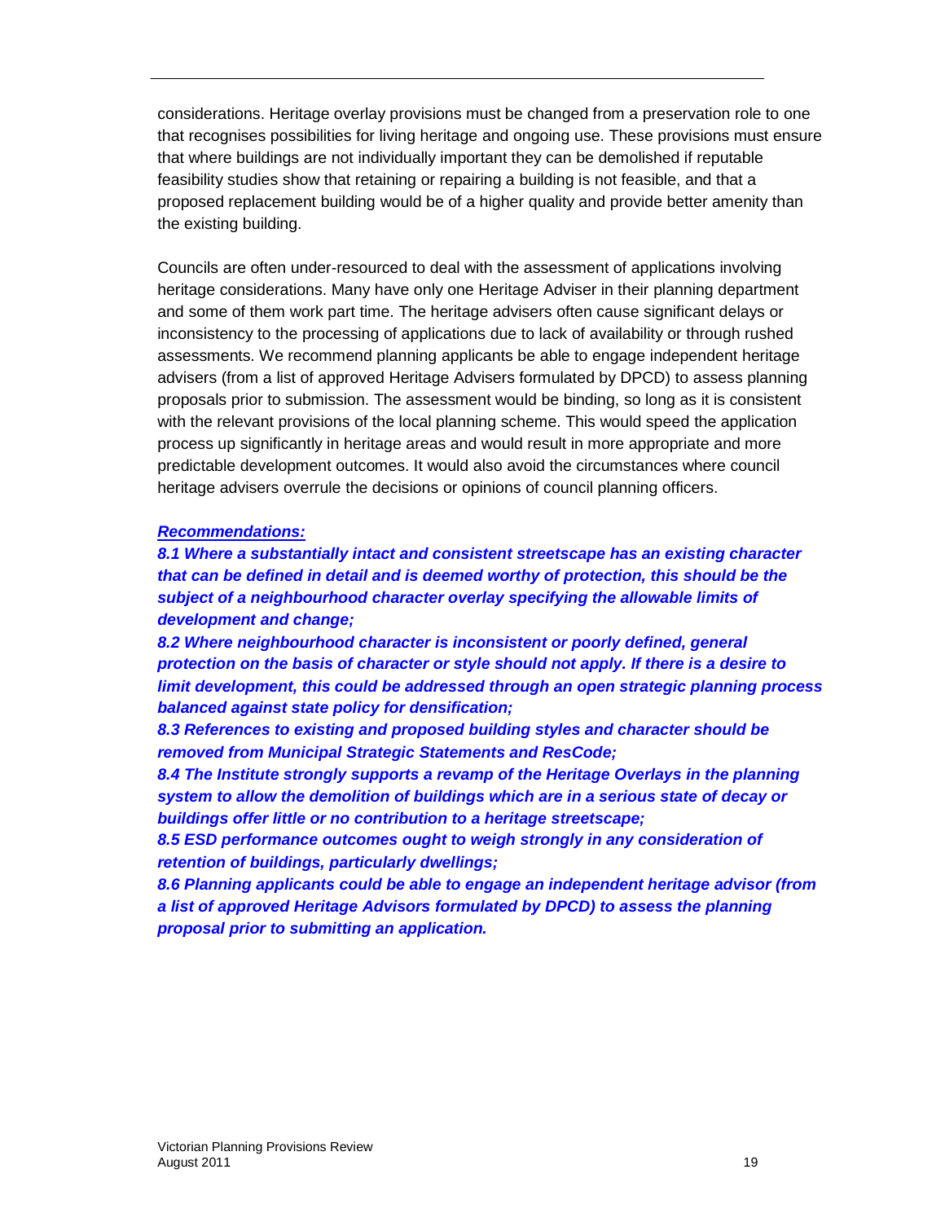considerations. Heritage overlay provisions must be changed from a preservation role to one that recognises possibilities for living heritage and ongoing use. These provisions must ensure that where buildings are not individually important they can be demolished if reputable feasibility studies show that retaining or repairing a building is not feasible, and that a proposed replacement building would be of a higher quality and provide better amenity than the existing building.

Councils are often under-resourced to deal with the assessment of applications involving heritage considerations. Many have only one Heritage Adviser in their planning department and some of them work part time. The heritage advisers often cause significant delays or inconsistency to the processing of applications due to lack of availability or through rushed assessments. We recommend planning applicants be able to engage independent heritage advisers (from a list of approved Heritage Advisers formulated by DPCD) to assess planning proposals prior to submission. The assessment would be binding, so long as it is consistent with the relevant provisions of the local planning scheme. This would speed the application process up significantly in heritage areas and would result in more appropriate and more predictable development outcomes. It would also avoid the circumstances where council heritage advisers overrule the decisions or opinions of council planning officers.

***<u>Recommendations:</u>***

***8.1 Where a substantially intact and consistent streetscape has an existing character that can be defined in detail and is deemed worthy of protection, this should be the subject of a neighbourhood character overlay specifying the allowable limits of development and change;***

***8.2 Where neighbourhood character is inconsistent or poorly defined, general protection on the basis of character or style should not apply. If there is a desire to limit development, this could be addressed through an open strategic planning process balanced against state policy for densification;***

***8.3 References to existing and proposed building styles and character should be removed from Municipal Strategic Statements and ResCode;***

***8.4 The Institute strongly supports a revamp of the Heritage Overlays in the planning system to allow the demolition of buildings which are in a serious state of decay or buildings offer little or no contribution to a heritage streetscape;***

***8.5 ESD performance outcomes ought to weigh strongly in any consideration of retention of buildings, particularly dwellings;***

***8.6 Planning applicants could be able to engage an independent heritage advisor (from a list of approved Heritage Advisors formulated by DPCD) to assess the planning proposal prior to submitting an application.***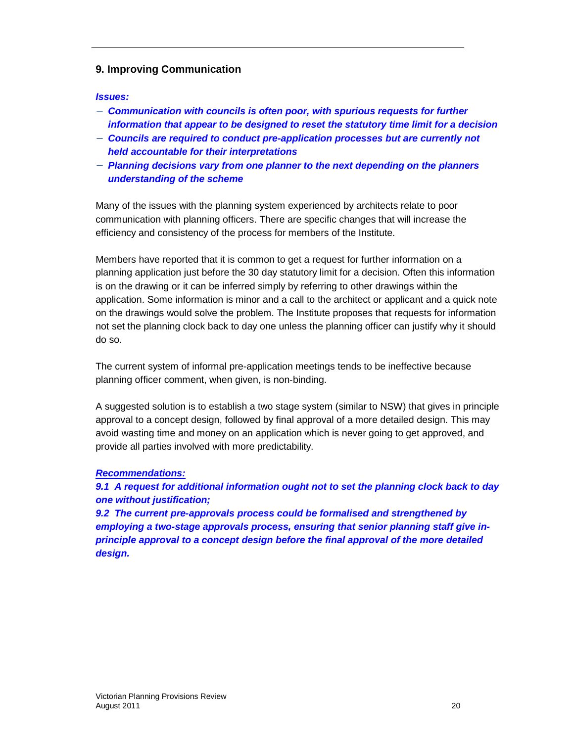## 9. Improving Communication

***Issues:***

- ***Communication with councils is often poor, with spurious requests for further information that appear to be designed to reset the statutory time limit for a decision***
- ***Councils are required to conduct pre-application processes but are currently not held accountable for their interpretations***
- ***Planning decisions vary from one planner to the next depending on the planners understanding of the scheme***

Many of the issues with the planning system experienced by architects relate to poor communication with planning officers. There are specific changes that will increase the efficiency and consistency of the process for members of the Institute.

Members have reported that it is common to get a request for further information on a planning application just before the 30 day statutory limit for a decision. Often this information is on the drawing or it can be inferred simply by referring to other drawings within the application. Some information is minor and a call to the architect or applicant and a quick note on the drawings would solve the problem. The Institute proposes that requests for information not set the planning clock back to day one unless the planning officer can justify why it should do so.

The current system of informal pre-application meetings tends to be ineffective because planning officer comment, when given, is non-binding.

A suggested solution is to establish a two stage system (similar to NSW) that gives in principle approval to a concept design, followed by final approval of a more detailed design. This may avoid wasting time and money on an application which is never going to get approved, and provide all parties involved with more predictability.

***<u>Recommendations:</u>***

***9.1 A request for additional information ought not to set the planning clock back to day one without justification;***

***9.2 The current pre-approvals process could be formalised and strengthened by employing a two-stage approvals process, ensuring that senior planning staff give in-principle approval to a concept design before the final approval of the more detailed design.***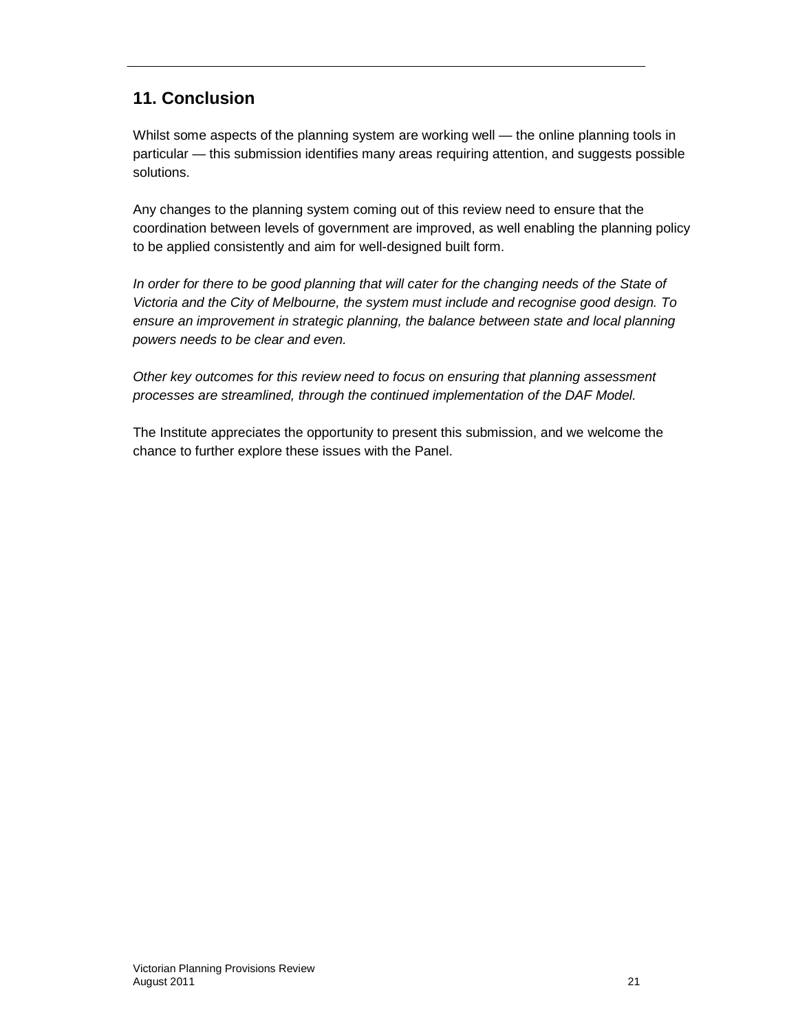## 11. Conclusion

Whilst some aspects of the planning system are working well — the online planning tools in particular — this submission identifies many areas requiring attention, and suggests possible solutions.

Any changes to the planning system coming out of this review need to ensure that the coordination between levels of government are improved, as well enabling the planning policy to be applied consistently and aim for well-designed built form.

*In order for there to be good planning that will cater for the changing needs of the State of Victoria and the City of Melbourne, the system must include and recognise good design. To ensure an improvement in strategic planning, the balance between state and local planning powers needs to be clear and even.*

*Other key outcomes for this review need to focus on ensuring that planning assessment processes are streamlined, through the continued implementation of the DAF Model.*

The Institute appreciates the opportunity to present this submission, and we welcome the chance to further explore these issues with the Panel.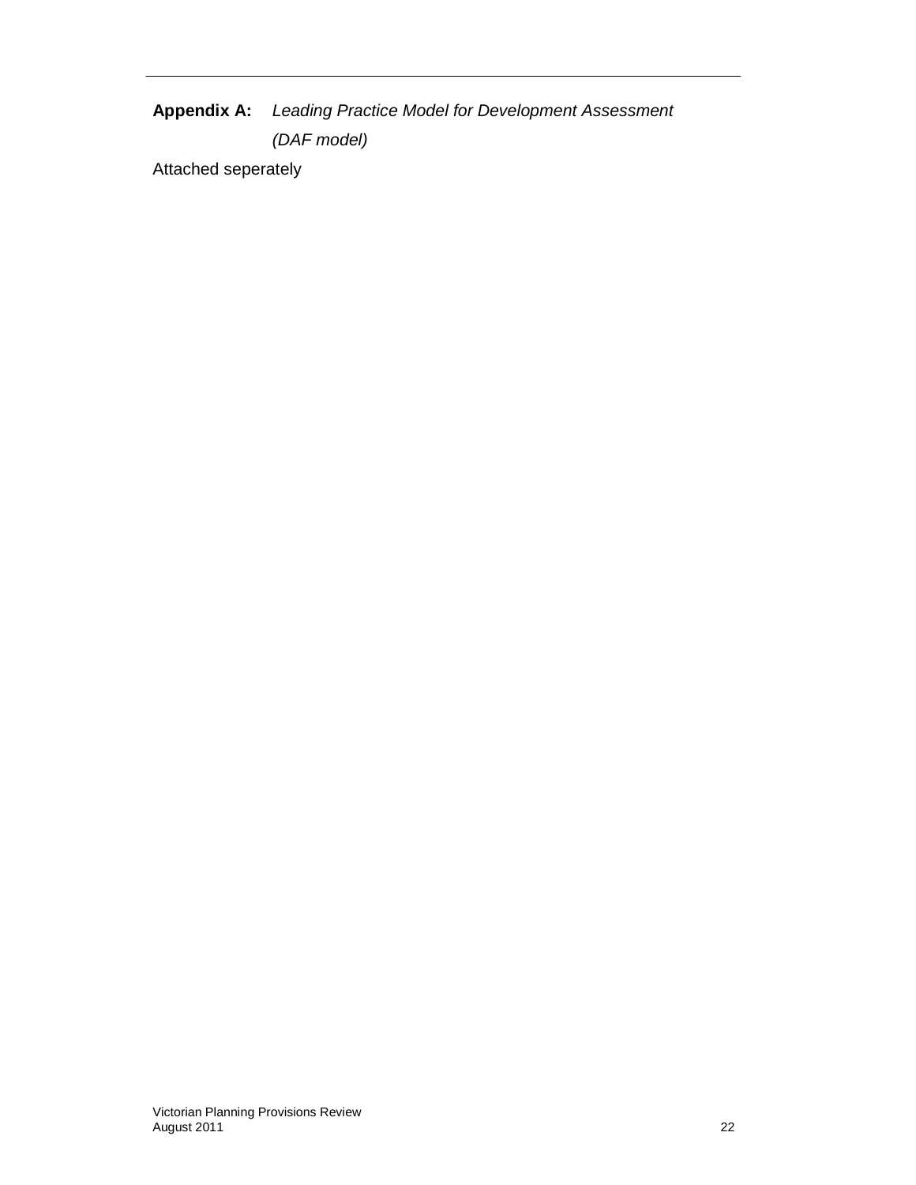## **Appendix A:** *Leading Practice Model for Development Assessment (DAF model)*

Attached seperately